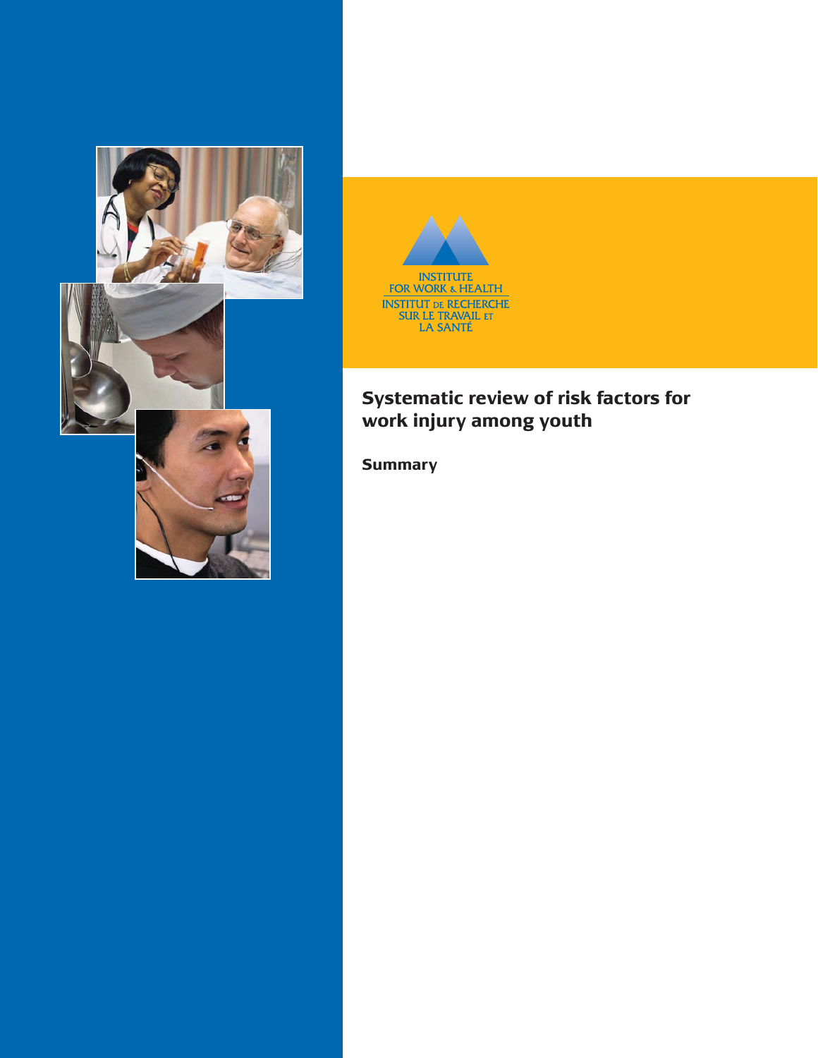INSTITUTE FOR WORK & HEALTH

INSTITUT DE RECHERCHE SUR LE TRAVAIL ET LA SANTÉ

# Systematic review of risk factors for work injury among youth

## Summary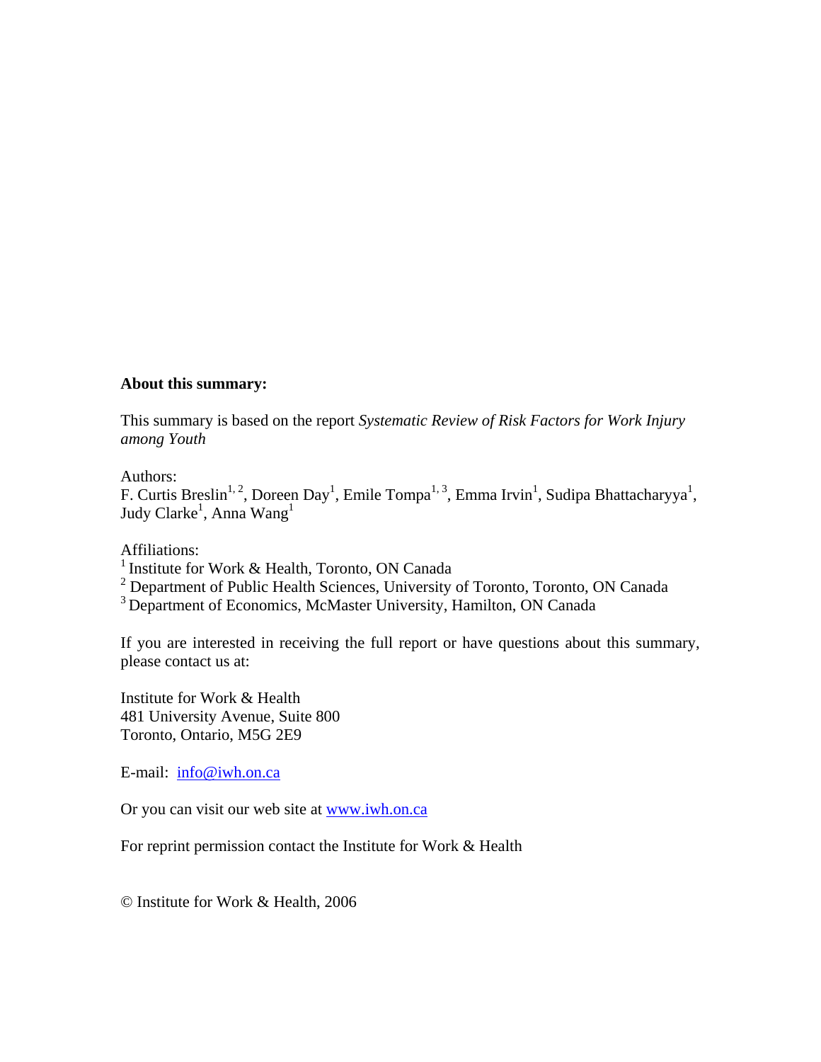**About this summary:**

This summary is based on the report *Systematic Review of Risk Factors for Work Injury among Youth*

Authors:
F. Curtis Breslin[1, 2], Doreen Day[1], Emile Tompa[1, 3], Emma Irvin[1], Sudipa Bhattacharyya[1], Judy Clarke[1], Anna Wang[1]

Affiliations:
[1] Institute for Work & Health, Toronto, ON Canada
[2] Department of Public Health Sciences, University of Toronto, Toronto, ON Canada
[3] Department of Economics, McMaster University, Hamilton, ON Canada

If you are interested in receiving the full report or have questions about this summary, please contact us at:

Institute for Work & Health
481 University Avenue, Suite 800
Toronto, Ontario, M5G 2E9

E-mail: info@iwh.on.ca

Or you can visit our web site at www.iwh.on.ca

For reprint permission contact the Institute for Work & Health

© Institute for Work & Health, 2006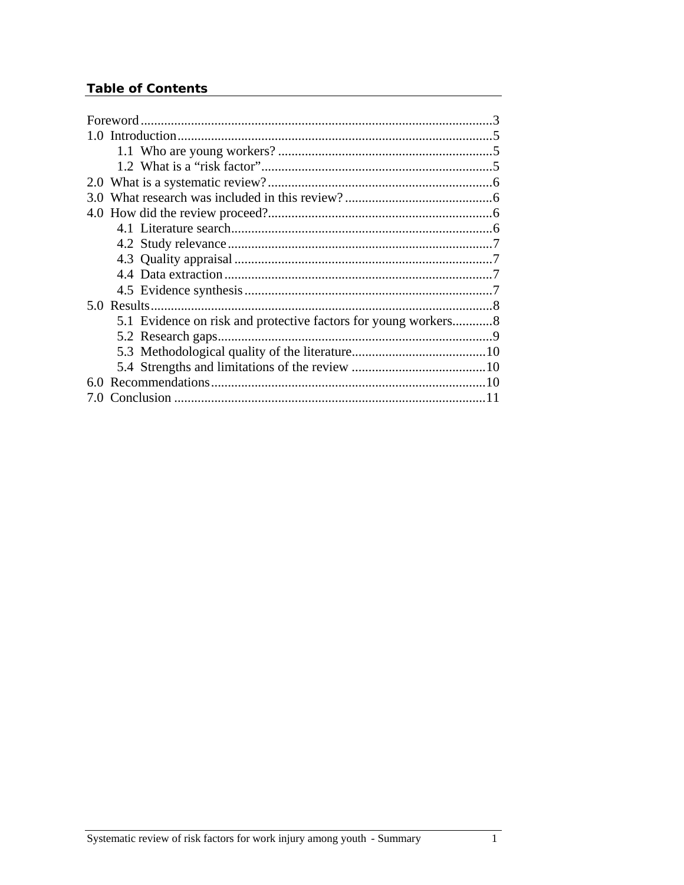## Table of Contents

Foreword ........................................................................................................3
1.0 Introduction.............................................................................................5
  1.1 Who are young workers? ...............................................................5
  1.2 What is a "risk factor" ....................................................................5
2.0 What is a systematic review?..................................................................6
3.0 What research was included in this review? ...........................................6
4.0 How did the review proceed?..................................................................6
  4.1 Literature search.............................................................................6
  4.2 Study relevance..............................................................................7
  4.3 Quality appraisal ............................................................................7
  4.4 Data extraction...............................................................................7
  4.5 Evidence synthesis .........................................................................7
5.0 Results.....................................................................................................8
  5.1 Evidence on risk and protective factors for young workers............8
  5.2 Research gaps.................................................................................9
  5.3 Methodological quality of the literature........................................10
  5.4 Strengths and limitations of the review ........................................10
6.0 Recommendations.................................................................................10
7.0 Conclusion ............................................................................................11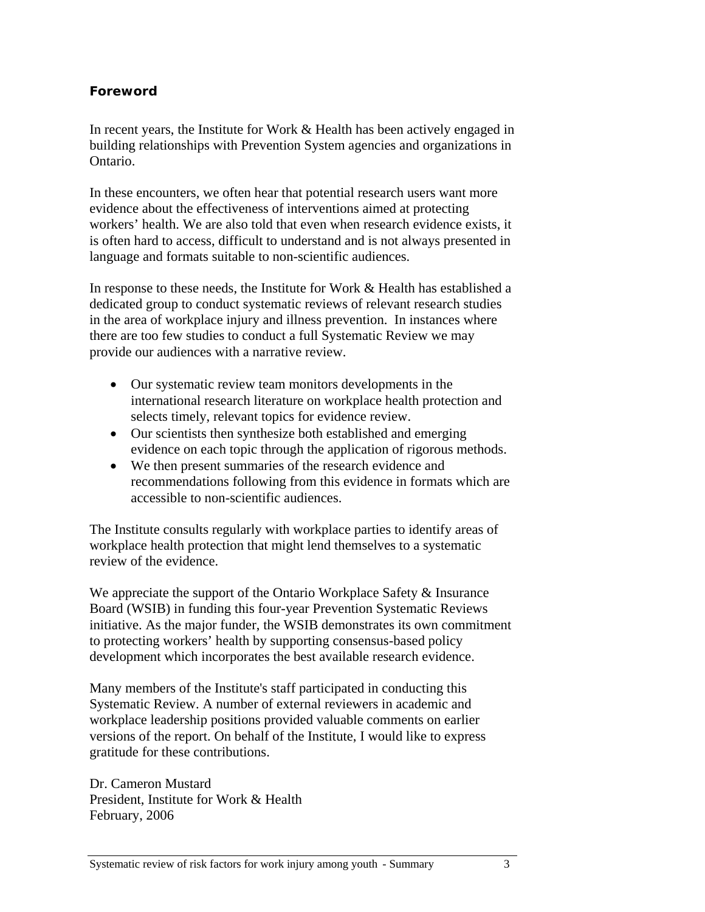## Foreword

In recent years, the Institute for Work & Health has been actively engaged in building relationships with Prevention System agencies and organizations in Ontario.

In these encounters, we often hear that potential research users want more evidence about the effectiveness of interventions aimed at protecting workers' health. We are also told that even when research evidence exists, it is often hard to access, difficult to understand and is not always presented in language and formats suitable to non-scientific audiences.

In response to these needs, the Institute for Work & Health has established a dedicated group to conduct systematic reviews of relevant research studies in the area of workplace injury and illness prevention. In instances where there are too few studies to conduct a full Systematic Review we may provide our audiences with a narrative review.

- Our systematic review team monitors developments in the international research literature on workplace health protection and selects timely, relevant topics for evidence review.
- Our scientists then synthesize both established and emerging evidence on each topic through the application of rigorous methods.
- We then present summaries of the research evidence and recommendations following from this evidence in formats which are accessible to non-scientific audiences.

The Institute consults regularly with workplace parties to identify areas of workplace health protection that might lend themselves to a systematic review of the evidence.

We appreciate the support of the Ontario Workplace Safety & Insurance Board (WSIB) in funding this four-year Prevention Systematic Reviews initiative. As the major funder, the WSIB demonstrates its own commitment to protecting workers' health by supporting consensus-based policy development which incorporates the best available research evidence.

Many members of the Institute's staff participated in conducting this Systematic Review. A number of external reviewers in academic and workplace leadership positions provided valuable comments on earlier versions of the report. On behalf of the Institute, I would like to express gratitude for these contributions.

Dr. Cameron Mustard
President, Institute for Work & Health
February, 2006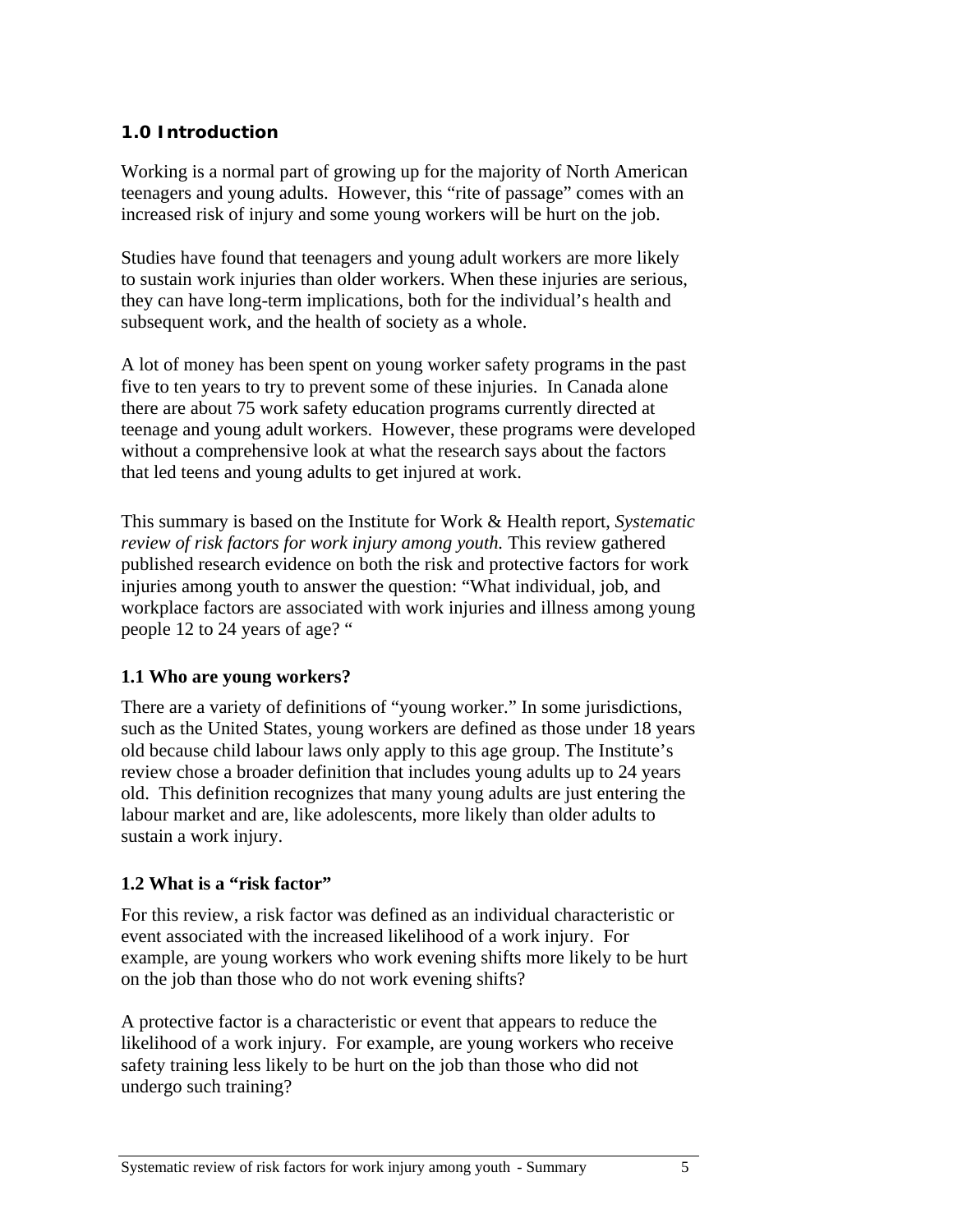## 1.0 Introduction

Working is a normal part of growing up for the majority of North American teenagers and young adults. However, this "rite of passage" comes with an increased risk of injury and some young workers will be hurt on the job.

Studies have found that teenagers and young adult workers are more likely to sustain work injuries than older workers. When these injuries are serious, they can have long-term implications, both for the individual's health and subsequent work, and the health of society as a whole.

A lot of money has been spent on young worker safety programs in the past five to ten years to try to prevent some of these injuries. In Canada alone there are about 75 work safety education programs currently directed at teenage and young adult workers. However, these programs were developed without a comprehensive look at what the research says about the factors that led teens and young adults to get injured at work.

This summary is based on the Institute for Work & Health report, *Systematic review of risk factors for work injury among youth.* This review gathered published research evidence on both the risk and protective factors for work injuries among youth to answer the question: "What individual, job, and workplace factors are associated with work injuries and illness among young people 12 to 24 years of age? "

### 1.1 Who are young workers?

There are a variety of definitions of "young worker." In some jurisdictions, such as the United States, young workers are defined as those under 18 years old because child labour laws only apply to this age group. The Institute's review chose a broader definition that includes young adults up to 24 years old. This definition recognizes that many young adults are just entering the labour market and are, like adolescents, more likely than older adults to sustain a work injury.

### 1.2 What is a "risk factor"

For this review, a risk factor was defined as an individual characteristic or event associated with the increased likelihood of a work injury. For example, are young workers who work evening shifts more likely to be hurt on the job than those who do not work evening shifts?

A protective factor is a characteristic or event that appears to reduce the likelihood of a work injury. For example, are young workers who receive safety training less likely to be hurt on the job than those who did not undergo such training?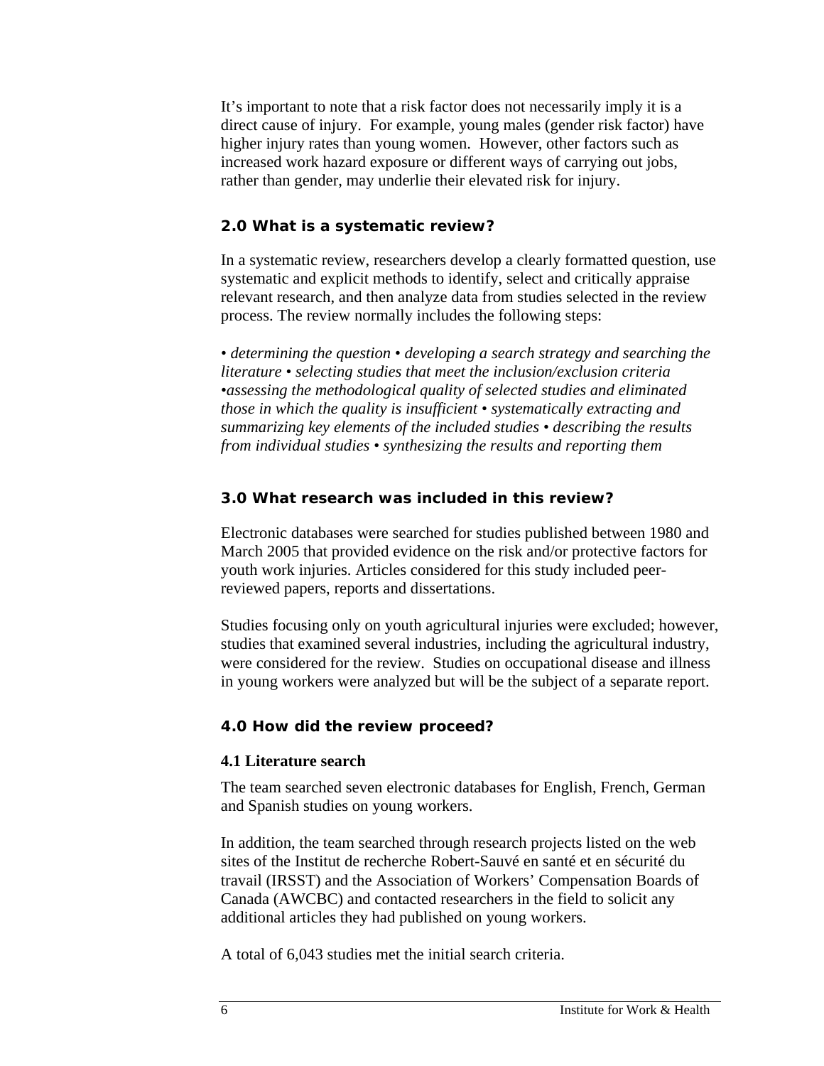It's important to note that a risk factor does not necessarily imply it is a direct cause of injury. For example, young males (gender risk factor) have higher injury rates than young women. However, other factors such as increased work hazard exposure or different ways of carrying out jobs, rather than gender, may underlie their elevated risk for injury.

## 2.0 What is a systematic review?

In a systematic review, researchers develop a clearly formatted question, use systematic and explicit methods to identify, select and critically appraise relevant research, and then analyze data from studies selected in the review process. The review normally includes the following steps:

*• determining the question • developing a search strategy and searching the literature • selecting studies that meet the inclusion/exclusion criteria •assessing the methodological quality of selected studies and eliminated those in which the quality is insufficient • systematically extracting and summarizing key elements of the included studies • describing the results from individual studies • synthesizing the results and reporting them*

## 3.0 What research was included in this review?

Electronic databases were searched for studies published between 1980 and March 2005 that provided evidence on the risk and/or protective factors for youth work injuries. Articles considered for this study included peer-reviewed papers, reports and dissertations.

Studies focusing only on youth agricultural injuries were excluded; however, studies that examined several industries, including the agricultural industry, were considered for the review. Studies on occupational disease and illness in young workers were analyzed but will be the subject of a separate report.

## 4.0 How did the review proceed?

### 4.1 Literature search

The team searched seven electronic databases for English, French, German and Spanish studies on young workers.

In addition, the team searched through research projects listed on the web sites of the Institut de recherche Robert-Sauvé en santé et en sécurité du travail (IRSST) and the Association of Workers' Compensation Boards of Canada (AWCBC) and contacted researchers in the field to solicit any additional articles they had published on young workers.

A total of 6,043 studies met the initial search criteria.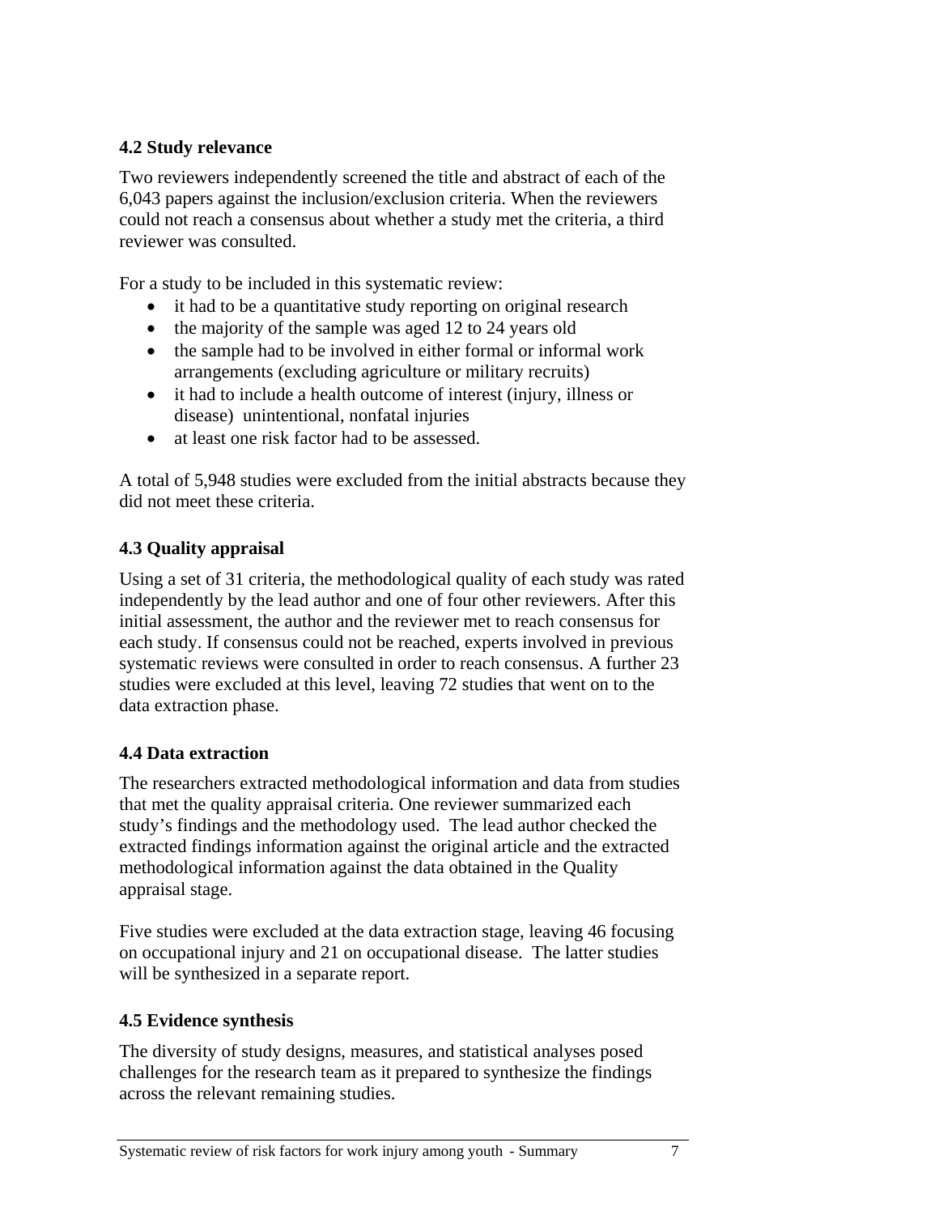## 4.2 Study relevance

Two reviewers independently screened the title and abstract of each of the 6,043 papers against the inclusion/exclusion criteria. When the reviewers could not reach a consensus about whether a study met the criteria, a third reviewer was consulted.

For a study to be included in this systematic review:

- it had to be a quantitative study reporting on original research
- the majority of the sample was aged 12 to 24 years old
- the sample had to be involved in either formal or informal work arrangements (excluding agriculture or military recruits)
- it had to include a health outcome of interest (injury, illness or disease) unintentional, nonfatal injuries
- at least one risk factor had to be assessed.

A total of 5,948 studies were excluded from the initial abstracts because they did not meet these criteria.

## 4.3 Quality appraisal

Using a set of 31 criteria, the methodological quality of each study was rated independently by the lead author and one of four other reviewers. After this initial assessment, the author and the reviewer met to reach consensus for each study. If consensus could not be reached, experts involved in previous systematic reviews were consulted in order to reach consensus. A further 23 studies were excluded at this level, leaving 72 studies that went on to the data extraction phase.

## 4.4 Data extraction

The researchers extracted methodological information and data from studies that met the quality appraisal criteria. One reviewer summarized each study's findings and the methodology used. The lead author checked the extracted findings information against the original article and the extracted methodological information against the data obtained in the Quality appraisal stage.

Five studies were excluded at the data extraction stage, leaving 46 focusing on occupational injury and 21 on occupational disease. The latter studies will be synthesized in a separate report.

## 4.5 Evidence synthesis

The diversity of study designs, measures, and statistical analyses posed challenges for the research team as it prepared to synthesize the findings across the relevant remaining studies.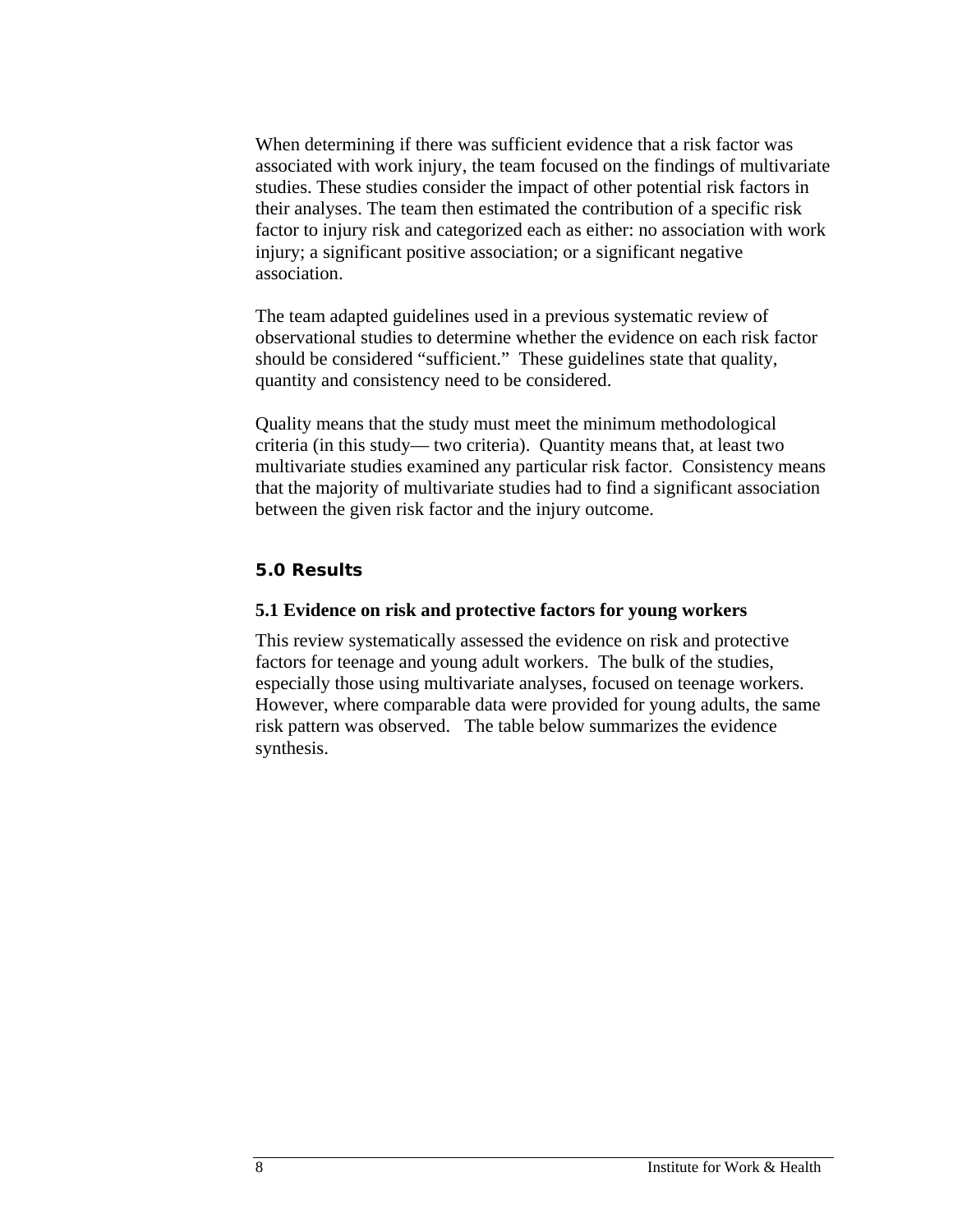When determining if there was sufficient evidence that a risk factor was associated with work injury, the team focused on the findings of multivariate studies. These studies consider the impact of other potential risk factors in their analyses. The team then estimated the contribution of a specific risk factor to injury risk and categorized each as either: no association with work injury; a significant positive association; or a significant negative association.

The team adapted guidelines used in a previous systematic review of observational studies to determine whether the evidence on each risk factor should be considered "sufficient." These guidelines state that quality, quantity and consistency need to be considered.

Quality means that the study must meet the minimum methodological criteria (in this study— two criteria). Quantity means that, at least two multivariate studies examined any particular risk factor. Consistency means that the majority of multivariate studies had to find a significant association between the given risk factor and the injury outcome.

## 5.0 Results

### 5.1 Evidence on risk and protective factors for young workers

This review systematically assessed the evidence on risk and protective factors for teenage and young adult workers. The bulk of the studies, especially those using multivariate analyses, focused on teenage workers. However, where comparable data were provided for young adults, the same risk pattern was observed. The table below summarizes the evidence synthesis.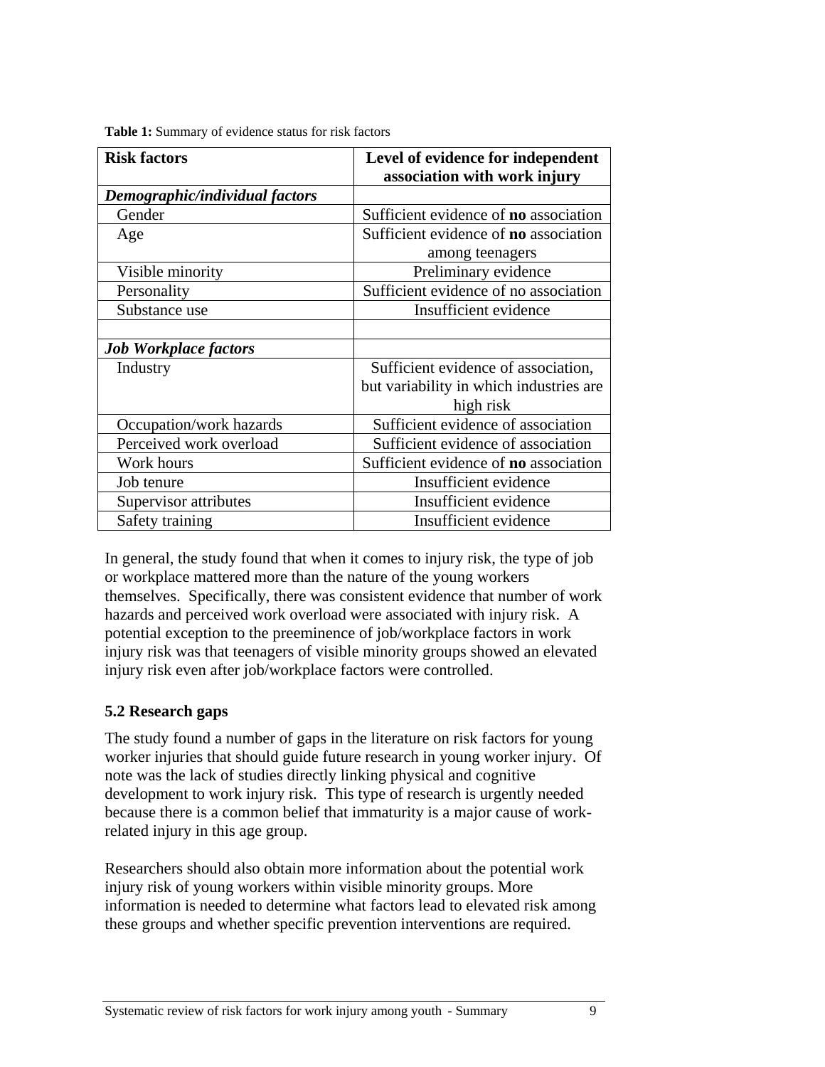**Table 1:** Summary of evidence status for risk factors

| Risk factors | Level of evidence for independent association with work injury |
|---|---|
| ***Demographic/individual factors*** | |
| Gender | Sufficient evidence of **no** association |
| Age | Sufficient evidence of **no** association among teenagers |
| Visible minority | Preliminary evidence |
| Personality | Sufficient evidence of no association |
| Substance use | Insufficient evidence |
| | |
| ***Job Workplace factors*** | |
| Industry | Sufficient evidence of association, but variability in which industries are high risk |
| Occupation/work hazards | Sufficient evidence of association |
| Perceived work overload | Sufficient evidence of association |
| Work hours | Sufficient evidence of **no** association |
| Job tenure | Insufficient evidence |
| Supervisor attributes | Insufficient evidence |
| Safety training | Insufficient evidence |

In general, the study found that when it comes to injury risk, the type of job or workplace mattered more than the nature of the young workers themselves. Specifically, there was consistent evidence that number of work hazards and perceived work overload were associated with injury risk. A potential exception to the preeminence of job/workplace factors in work injury risk was that teenagers of visible minority groups showed an elevated injury risk even after job/workplace factors were controlled.

### 5.2 Research gaps

The study found a number of gaps in the literature on risk factors for young worker injuries that should guide future research in young worker injury. Of note was the lack of studies directly linking physical and cognitive development to work injury risk. This type of research is urgently needed because there is a common belief that immaturity is a major cause of work-related injury in this age group.

Researchers should also obtain more information about the potential work injury risk of young workers within visible minority groups. More information is needed to determine what factors lead to elevated risk among these groups and whether specific prevention interventions are required.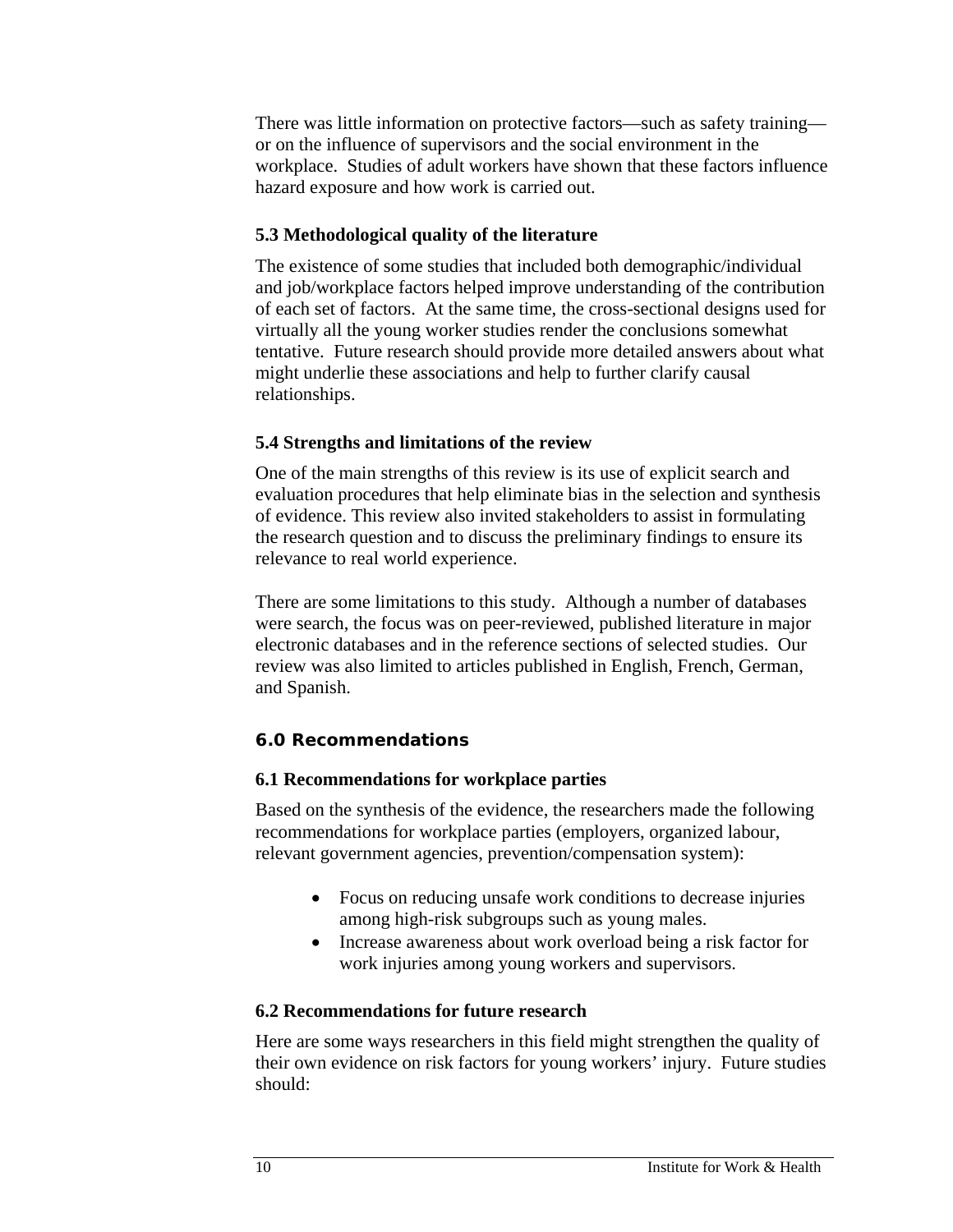There was little information on protective factors—such as safety training—or on the influence of supervisors and the social environment in the workplace. Studies of adult workers have shown that these factors influence hazard exposure and how work is carried out.

### 5.3 Methodological quality of the literature

The existence of some studies that included both demographic/individual and job/workplace factors helped improve understanding of the contribution of each set of factors. At the same time, the cross-sectional designs used for virtually all the young worker studies render the conclusions somewhat tentative. Future research should provide more detailed answers about what might underlie these associations and help to further clarify causal relationships.

### 5.4 Strengths and limitations of the review

One of the main strengths of this review is its use of explicit search and evaluation procedures that help eliminate bias in the selection and synthesis of evidence. This review also invited stakeholders to assist in formulating the research question and to discuss the preliminary findings to ensure its relevance to real world experience.

There are some limitations to this study. Although a number of databases were search, the focus was on peer-reviewed, published literature in major electronic databases and in the reference sections of selected studies. Our review was also limited to articles published in English, French, German, and Spanish.

## 6.0 Recommendations

### 6.1 Recommendations for workplace parties

Based on the synthesis of the evidence, the researchers made the following recommendations for workplace parties (employers, organized labour, relevant government agencies, prevention/compensation system):

- Focus on reducing unsafe work conditions to decrease injuries among high-risk subgroups such as young males.
- Increase awareness about work overload being a risk factor for work injuries among young workers and supervisors.

### 6.2 Recommendations for future research

Here are some ways researchers in this field might strengthen the quality of their own evidence on risk factors for young workers' injury. Future studies should: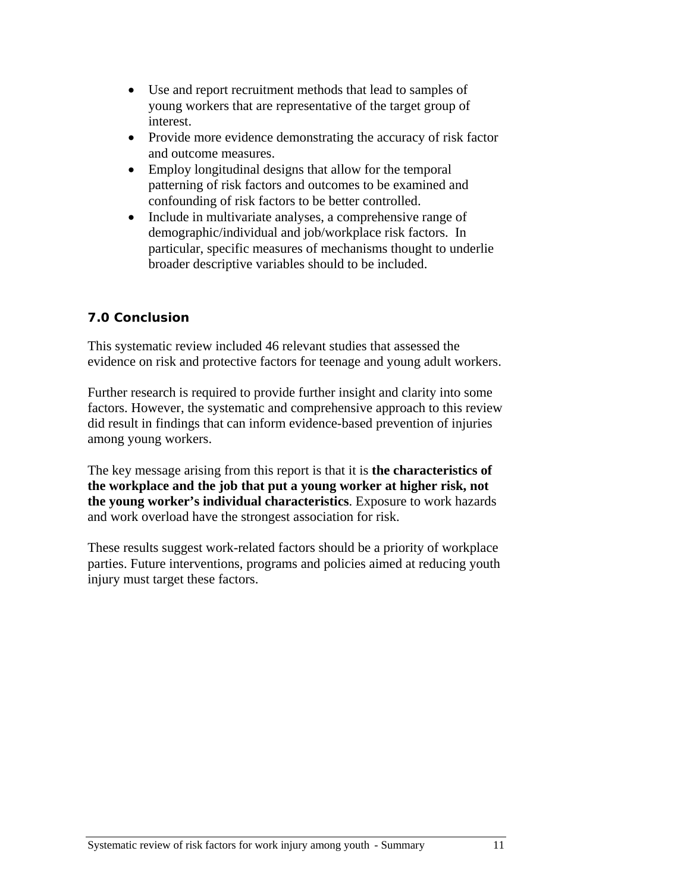- Use and report recruitment methods that lead to samples of young workers that are representative of the target group of interest.
- Provide more evidence demonstrating the accuracy of risk factor and outcome measures.
- Employ longitudinal designs that allow for the temporal patterning of risk factors and outcomes to be examined and confounding of risk factors to be better controlled.
- Include in multivariate analyses, a comprehensive range of demographic/individual and job/workplace risk factors. In particular, specific measures of mechanisms thought to underlie broader descriptive variables should to be included.

## 7.0 Conclusion

This systematic review included 46 relevant studies that assessed the evidence on risk and protective factors for teenage and young adult workers.

Further research is required to provide further insight and clarity into some factors. However, the systematic and comprehensive approach to this review did result in findings that can inform evidence-based prevention of injuries among young workers.

The key message arising from this report is that it is **the characteristics of the workplace and the job that put a young worker at higher risk, not the young worker's individual characteristics**. Exposure to work hazards and work overload have the strongest association for risk.

These results suggest work-related factors should be a priority of workplace parties. Future interventions, programs and policies aimed at reducing youth injury must target these factors.